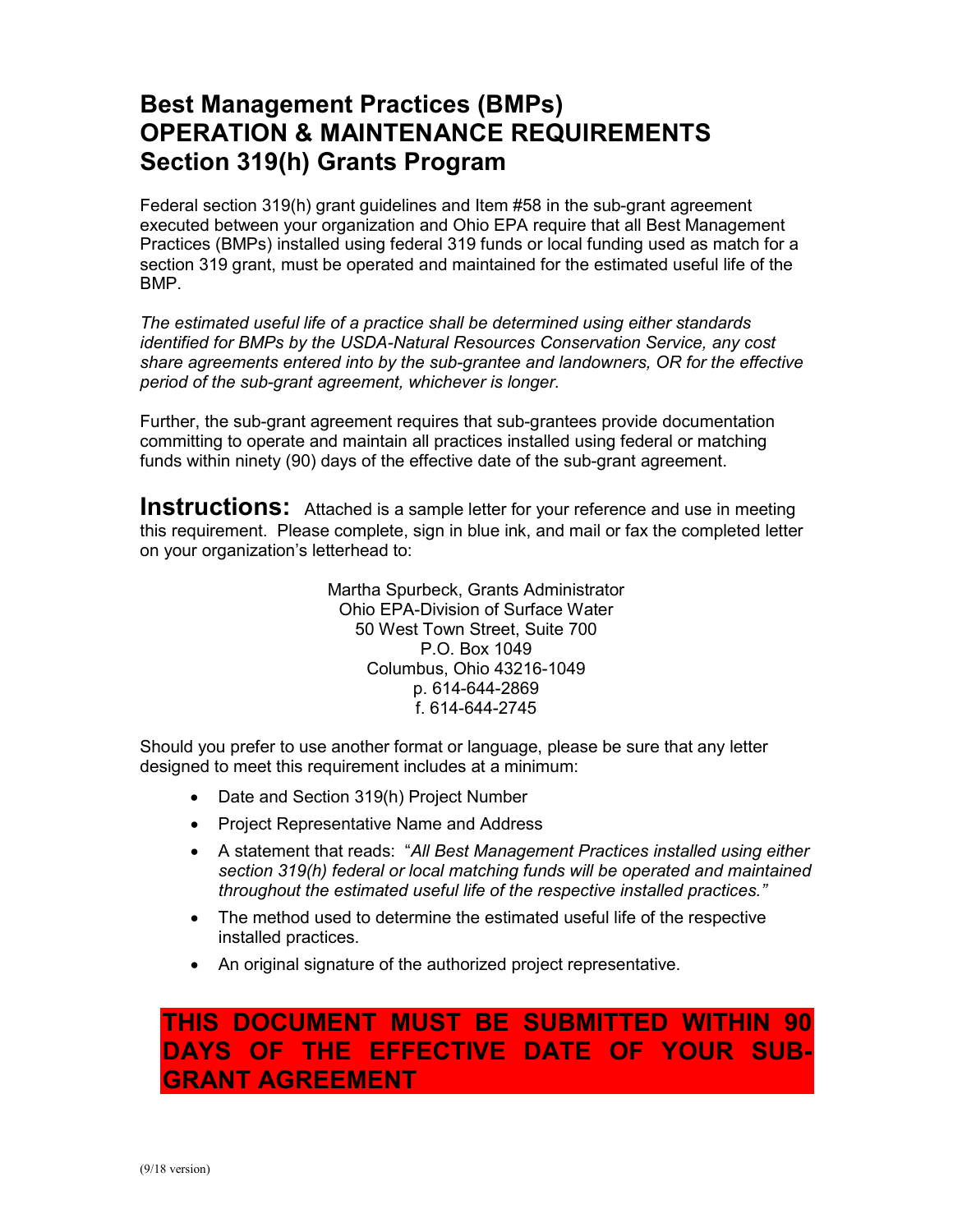# Best Management Practices (BMPs) OPERATION & MAINTENANCE REQUIREMENTS Section 319(h) Grants Program

Federal section 319(h) grant guidelines and Item #58 in the sub-grant agreement executed between your organization and Ohio EPA require that all Best Management Practices (BMPs) installed using federal 319 funds or local funding used as match for a section 319 grant, must be operated and maintained for the estimated useful life of the BMP.

*The estimated useful life of a practice shall be determined using either standards identified for BMPs by the USDA-Natural Resources Conservation Service, any cost share agreements entered into by the sub-grantee and landowners, OR for the effective period of the sub-grant agreement, whichever is longer.*

Further, the sub-grant agreement requires that sub-grantees provide documentation committing to operate and maintain all practices installed using federal or matching funds within ninety (90) days of the effective date of the sub-grant agreement.

**Instructions:** Attached is a sample letter for your reference and use in meeting this requirement. Please complete, sign in blue ink, and mail or fax the completed letter on your organization's letterhead to:

Martha Spurbeck, Grants Administrator
Ohio EPA-Division of Surface Water
50 West Town Street, Suite 700
P.O. Box 1049
Columbus, Ohio 43216-1049
p. 614-644-2869
f. 614-644-2745

Should you prefer to use another format or language, please be sure that any letter designed to meet this requirement includes at a minimum:

- Date and Section 319(h) Project Number
- Project Representative Name and Address
- A statement that reads: "*All Best Management Practices installed using either section 319(h) federal or local matching funds will be operated and maintained throughout the estimated useful life of the respective installed practices.*"
- The method used to determine the estimated useful life of the respective installed practices.
- An original signature of the authorized project representative.

**THIS DOCUMENT MUST BE SUBMITTED WITHIN 90 DAYS OF THE EFFECTIVE DATE OF YOUR SUB-GRANT AGREEMENT**

(9/18 version)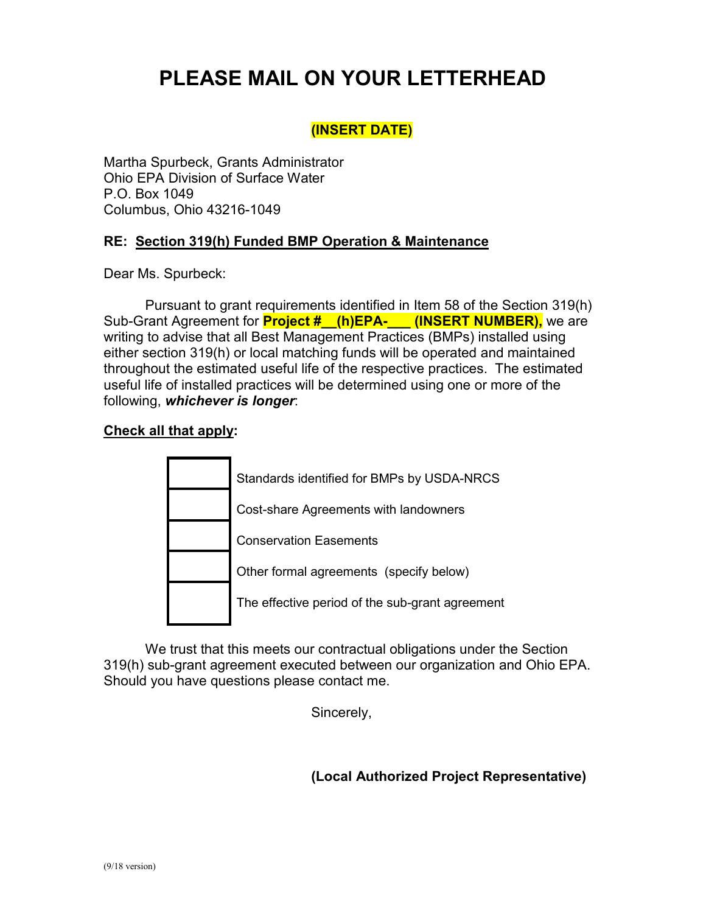# PLEASE MAIL ON YOUR LETTERHEAD

**(INSERT DATE)**

Martha Spurbeck, Grants Administrator
Ohio EPA Division of Surface Water
P.O. Box 1049
Columbus, Ohio 43216-1049

**RE: Section 319(h) Funded BMP Operation & Maintenance**

Dear Ms. Spurbeck:

Pursuant to grant requirements identified in Item 58 of the Section 319(h) Sub-Grant Agreement for **Project #__(h)EPA-___ (INSERT NUMBER),** we are writing to advise that all Best Management Practices (BMPs) installed using either section 319(h) or local matching funds will be operated and maintained throughout the estimated useful life of the respective practices. The estimated useful life of installed practices will be determined using one or more of the following, ***whichever is longer***:

**Check all that apply:**

- [ ] Standards identified for BMPs by USDA-NRCS
- [ ] Cost-share Agreements with landowners
- [ ] Conservation Easements
- [ ] Other formal agreements (specify below)
- [ ] The effective period of the sub-grant agreement

We trust that this meets our contractual obligations under the Section 319(h) sub-grant agreement executed between our organization and Ohio EPA. Should you have questions please contact me.

Sincerely,

**(Local Authorized Project Representative)**

(9/18 version)